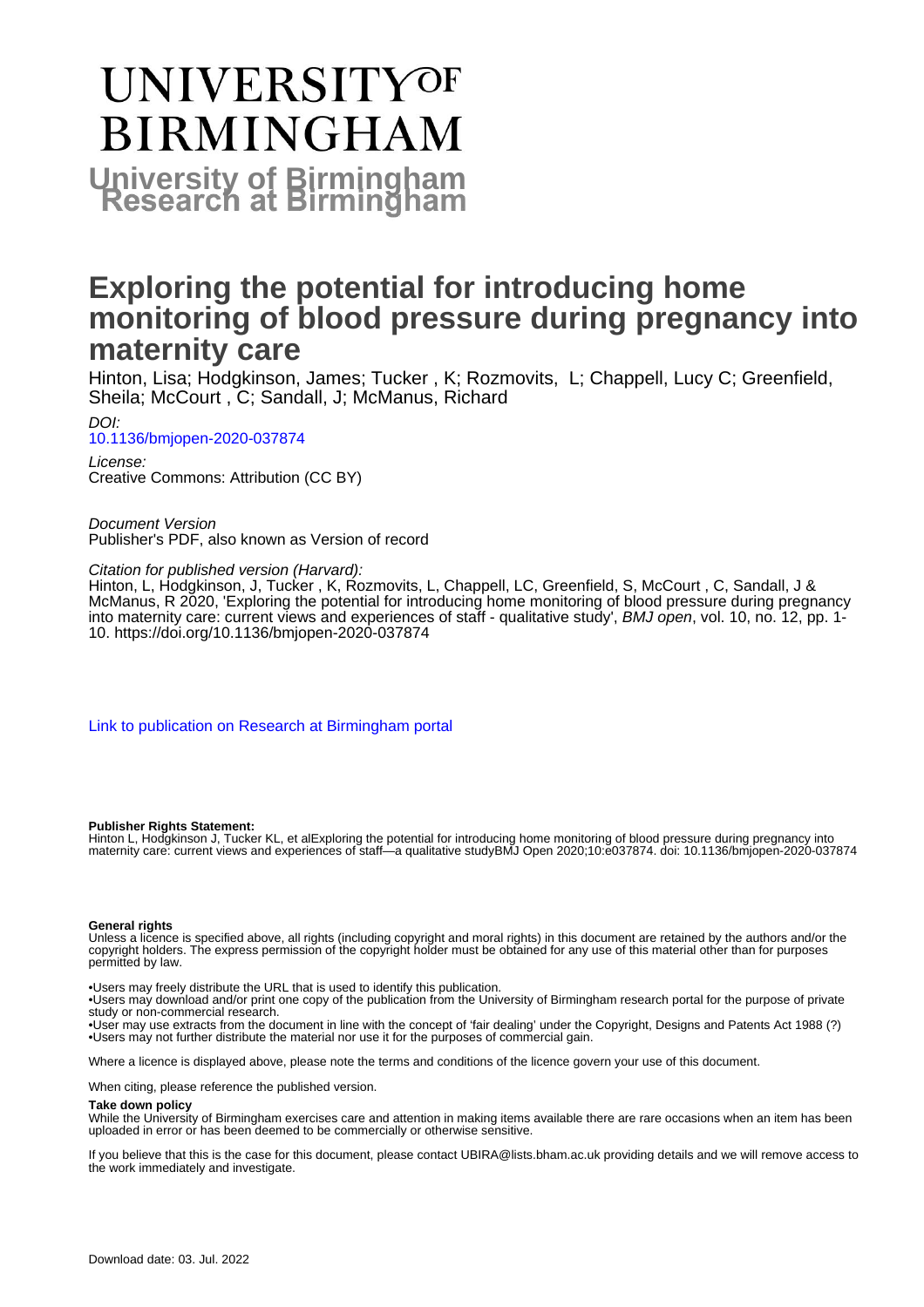# UNIVERSITY OF BIRMINGHAM

**University of Birmingham Research at Birmingham**

# Exploring the potential for introducing home monitoring of blood pressure during pregnancy into maternity care

Hinton, Lisa; Hodgkinson, James; Tucker , K; Rozmovits, L; Chappell, Lucy C; Greenfield, Sheila; McCourt , C; Sandall, J; McManus, Richard

*DOI:*
10.1136/bmjopen-2020-037874

*License:*
Creative Commons: Attribution (CC BY)

*Document Version*
Publisher's PDF, also known as Version of record

*Citation for published version (Harvard):*
Hinton, L, Hodgkinson, J, Tucker , K, Rozmovits, L, Chappell, LC, Greenfield, S, McCourt , C, Sandall, J & McManus, R 2020, 'Exploring the potential for introducing home monitoring of blood pressure during pregnancy into maternity care: current views and experiences of staff - qualitative study', *BMJ open*, vol. 10, no. 12, pp. 1-10. https://doi.org/10.1136/bmjopen-2020-037874

Link to publication on Research at Birmingham portal

**Publisher Rights Statement:**
Hinton L, Hodgkinson J, Tucker KL, et alExploring the potential for introducing home monitoring of blood pressure during pregnancy into maternity care: current views and experiences of staff—a qualitative studyBMJ Open 2020;10:e037874. doi: 10.1136/bmjopen-2020-037874

**General rights**
Unless a licence is specified above, all rights (including copyright and moral rights) in this document are retained by the authors and/or the copyright holders. The express permission of the copyright holder must be obtained for any use of this material other than for purposes permitted by law.

•Users may freely distribute the URL that is used to identify this publication.
•Users may download and/or print one copy of the publication from the University of Birmingham research portal for the purpose of private study or non-commercial research.
•User may use extracts from the document in line with the concept of 'fair dealing' under the Copyright, Designs and Patents Act 1988 (?)
•Users may not further distribute the material nor use it for the purposes of commercial gain.

Where a licence is displayed above, please note the terms and conditions of the licence govern your use of this document.

When citing, please reference the published version.

**Take down policy**
While the University of Birmingham exercises care and attention in making items available there are rare occasions when an item has been uploaded in error or has been deemed to be commercially or otherwise sensitive.

If you believe that this is the case for this document, please contact UBIRA@lists.bham.ac.uk providing details and we will remove access to the work immediately and investigate.

Download date: 03. Jul. 2022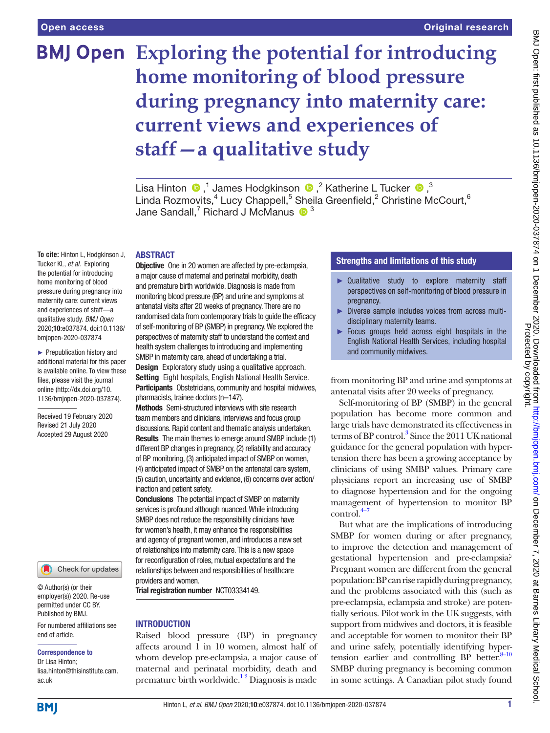# Exploring the potential for introducing home monitoring of blood pressure during pregnancy into maternity care: current views and experiences of staff—a qualitative study

Lisa Hinton ,[1] James Hodgkinson ,[2] Katherine L Tucker ,[3] Linda Rozmovits,[4] Lucy Chappell,[5] Sheila Greenfield,[2] Christine McCourt,[6] Jane Sandall,[7] Richard J McManus [3]

**To cite:** Hinton L, Hodgkinson J, Tucker KL, *et al*. Exploring the potential for introducing home monitoring of blood pressure during pregnancy into maternity care: current views and experiences of staff—a qualitative study. *BMJ Open* 2020;**10**:e037874. doi:10.1136/bmjopen-2020-037874

► Prepublication history and additional material for this paper is available online. To view these files, please visit the journal online (http://dx.doi.org/10.1136/bmjopen-2020-037874).

Received 19 February 2020
Revised 21 July 2020
Accepted 29 August 2020

© Author(s) (or their employer(s)) 2020. Re-use permitted under CC BY. Published by BMJ.

For numbered affiliations see end of article.

**Correspondence to**
Dr Lisa Hinton;
lisa.hinton@thisinstitute.cam.ac.uk

## ABSTRACT

**Objective** One in 20 women are affected by pre-eclampsia, a major cause of maternal and perinatal morbidity, death and premature birth worldwide. Diagnosis is made from monitoring blood pressure (BP) and urine and symptoms at antenatal visits after 20 weeks of pregnancy. There are no randomised data from contemporary trials to guide the efficacy of self-monitoring of BP (SMBP) in pregnancy. We explored the perspectives of maternity staff to understand the context and health system challenges to introducing and implementing SMBP in maternity care, ahead of undertaking a trial.

**Design** Exploratory study using a qualitative approach.

**Setting** Eight hospitals, English National Health Service.

**Participants** Obstetricians, community and hospital midwives, pharmacists, trainee doctors (n=147).

**Methods** Semi-structured interviews with site research team members and clinicians, interviews and focus group discussions. Rapid content and thematic analysis undertaken.

**Results** The main themes to emerge around SMBP include (1) different BP changes in pregnancy, (2) reliability and accuracy of BP monitoring, (3) anticipated impact of SMBP on women, (4) anticipated impact of SMBP on the antenatal care system, (5) caution, uncertainty and evidence, (6) concerns over action/inaction and patient safety.

**Conclusions** The potential impact of SMBP on maternity services is profound although nuanced. While introducing SMBP does not reduce the responsibility clinicians have for women's health, it may enhance the responsibilities and agency of pregnant women, and introduces a new set of relationships into maternity care. This is a new space for reconfiguration of roles, mutual expectations and the relationships between and responsibilities of healthcare providers and women.

**Trial registration number** NCT03334149.

## Strengths and limitations of this study

- ► Qualitative study to explore maternity staff perspectives on self-monitoring of blood pressure in pregnancy.
- ► Diverse sample includes voices from across multidisciplinary maternity teams.
- ► Focus groups held across eight hospitals in the English National Health Services, including hospital and community midwives.

## INTRODUCTION

Raised blood pressure (BP) in pregnancy affects around 1 in 10 women, almost half of whom develop pre-eclampsia, a major cause of maternal and perinatal morbidity, death and premature birth worldwide.[1,2] Diagnosis is made from monitoring BP and urine and symptoms at antenatal visits after 20 weeks of pregnancy.

Self-monitoring of BP (SMBP) in the general population has become more common and large trials have demonstrated its effectiveness in terms of BP control.[3] Since the 2011 UK national guidance for the general population with hypertension there has been a growing acceptance by clinicians of using SMBP values. Primary care physicians report an increasing use of SMBP to diagnose hypertension and for the ongoing management of hypertension to monitor BP control.[4–7]

But what are the implications of introducing SMBP for women during or after pregnancy, to improve the detection and management of gestational hypertension and pre-eclampsia? Pregnant women are different from the general population: BP can rise rapidly during pregnancy, and the problems associated with this (such as pre-eclampsia, eclampsia and stroke) are potentially serious. Pilot work in the UK suggests, with support from midwives and doctors, it is feasible and acceptable for women to monitor their BP and urine safely, potentially identifying hypertension earlier and controlling BP better.[8–10] SMBP during pregnancy is becoming common in some settings. A Canadian pilot study found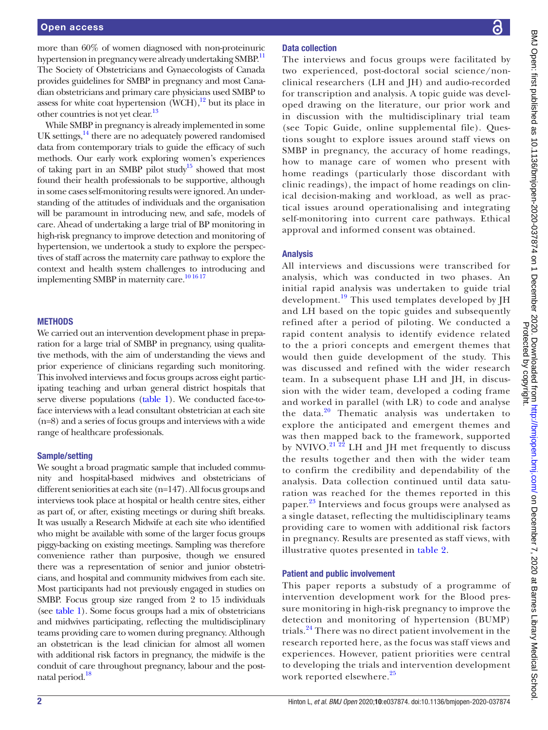more than 60% of women diagnosed with non-proteinuric hypertension in pregnancy were already undertaking SMBP.[11] The Society of Obstetricians and Gynaecologists of Canada provides guidelines for SMBP in pregnancy and most Canadian obstetricians and primary care physicians used SMBP to assess for white coat hypertension (WCH),[12] but its place in other countries is not yet clear.[13]

While SMBP in pregnancy is already implemented in some UK settings,[14] there are no adequately powered randomised data from contemporary trials to guide the efficacy of such methods. Our early work exploring women's experiences of taking part in an SMBP pilot study[15] showed that most found their health professionals to be supportive, although in some cases self-monitoring results were ignored. An understanding of the attitudes of individuals and the organisation will be paramount in introducing new, and safe, models of care. Ahead of undertaking a large trial of BP monitoring in high-risk pregnancy to improve detection and monitoring of hypertension, we undertook a study to explore the perspectives of staff across the maternity care pathway to explore the context and health system challenges to introducing and implementing SMBP in maternity care.[10 16 17]

## METHODS

We carried out an intervention development phase in preparation for a large trial of SMBP in pregnancy, using qualitative methods, with the aim of understanding the views and prior experience of clinicians regarding such monitoring. This involved interviews and focus groups across eight participating teaching and urban general district hospitals that serve diverse populations (table 1). We conducted face-to-face interviews with a lead consultant obstetrician at each site (n=8) and a series of focus groups and interviews with a wide range of healthcare professionals.

### Sample/setting

We sought a broad pragmatic sample that included community and hospital-based midwives and obstetricians of different seniorities at each site (n=147). All focus groups and interviews took place at hospital or health centre sites, either as part of, or after, existing meetings or during shift breaks. It was usually a Research Midwife at each site who identified who might be available with some of the larger focus groups piggy-backing on existing meetings. Sampling was therefore convenience rather than purposive, though we ensured there was a representation of senior and junior obstetricians, and hospital and community midwives from each site. Most participants had not previously engaged in studies on SMBP. Focus group size ranged from 2 to 15 individuals (see table 1). Some focus groups had a mix of obstetricians and midwives participating, reflecting the multidisciplinary teams providing care to women during pregnancy. Although an obstetrican is the lead clinician for almost all women with additional risk factors in pregnancy, the midwife is the conduit of care throughout pregnancy, labour and the postnatal period.[18]

### Data collection

The interviews and focus groups were facilitated by two experienced, post-doctoral social science/non-clinical researchers (LH and JH) and audio-recorded for transcription and analysis. A topic guide was developed drawing on the literature, our prior work and in discussion with the multidisciplinary trial team (see Topic Guide, online supplemental file). Questions sought to explore issues around staff views on SMBP in pregnancy, the accuracy of home readings, how to manage care of women who present with home readings (particularly those discordant with clinic readings), the impact of home readings on clinical decision-making and workload, as well as practical issues around operationalising and integrating self-monitoring into current care pathways. Ethical approval and informed consent was obtained.

### Analysis

All interviews and discussions were transcribed for analysis, which was conducted in two phases. An initial rapid analysis was undertaken to guide trial development.[19] This used templates developed by JH and LH based on the topic guides and subsequently refined after a period of piloting. We conducted a rapid content analysis to identify evidence related to the a priori concepts and emergent themes that would then guide development of the study. This was discussed and refined with the wider research team. In a subsequent phase LH and JH, in discussion with the wider team, developed a coding frame and worked in parallel (with LR) to code and analyse the data.[20] Thematic analysis was undertaken to explore the anticipated and emergent themes and was then mapped back to the framework, supported by NVIVO.[21 22] LH and JH met frequently to discuss the results together and then with the wider team to confirm the credibility and dependability of the analysis. Data collection continued until data saturation was reached for the themes reported in this paper.[23] Interviews and focus groups were analysed as a single dataset, reflecting the multidisciplinary teams providing care to women with additional risk factors in pregnancy. Results are presented as staff views, with illustrative quotes presented in table 2.

### Patient and public involvement

This paper reports a substudy of a programme of intervention development work for the Blood pressure monitoring in high-risk pregnancy to improve the detection and monitoring of hypertension (BUMP) trials.[24] There was no direct patient involvement in the research reported here, as the focus was staff views and experiences. However, patient priorities were central to developing the trials and intervention development work reported elsewhere.[25]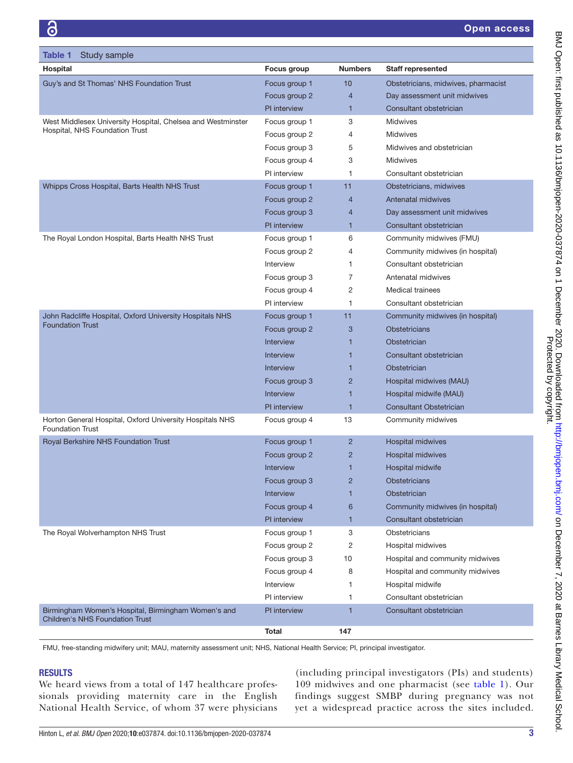**Table 1** Study sample

| Hospital | Focus group | Numbers | Staff represented |
|---|---|---|---|
| Guy's and St Thomas' NHS Foundation Trust | Focus group 1 | 10 | Obstetricians, midwives, pharmacist |
| | Focus group 2 | 4 | Day assessment unit midwives |
| | PI interview | 1 | Consultant obstetrician |
| West Middlesex University Hospital, Chelsea and Westminster Hospital, NHS Foundation Trust | Focus group 1 | 3 | Midwives |
| | Focus group 2 | 4 | Midwives |
| | Focus group 3 | 5 | Midwives and obstetrician |
| | Focus group 4 | 3 | Midwives |
| | PI interview | 1 | Consultant obstetrician |
| Whipps Cross Hospital, Barts Health NHS Trust | Focus group 1 | 11 | Obstetricians, midwives |
| | Focus group 2 | 4 | Antenatal midwives |
| | Focus group 3 | 4 | Day assessment unit midwives |
| | PI interview | 1 | Consultant obstetrician |
| The Royal London Hospital, Barts Health NHS Trust | Focus group 1 | 6 | Community midwives (FMU) |
| | Focus group 2 | 4 | Community midwives (in hospital) |
| | Interview | 1 | Consultant obstetrician |
| | Focus group 3 | 7 | Antenatal midwives |
| | Focus group 4 | 2 | Medical trainees |
| | PI interview | 1 | Consultant obstetrician |
| John Radcliffe Hospital, Oxford University Hospitals NHS Foundation Trust | Focus group 1 | 11 | Community midwives (in hospital) |
| | Focus group 2 | 3 | Obstetricians |
| | Interview | 1 | Obstetrician |
| | Interview | 1 | Consultant obstetrician |
| | Interview | 1 | Obstetrician |
| | Focus group 3 | 2 | Hospital midwives (MAU) |
| | Interview | 1 | Hospital midwife (MAU) |
| | PI interview | 1 | Consultant Obstetrician |
| Horton General Hospital, Oxford University Hospitals NHS Foundation Trust | Focus group 4 | 13 | Community midwives |
| Royal Berkshire NHS Foundation Trust | Focus group 1 | 2 | Hospital midwives |
| | Focus group 2 | 2 | Hospital midwives |
| | Interview | 1 | Hospital midwife |
| | Focus group 3 | 2 | Obstetricians |
| | Interview | 1 | Obstetrician |
| | Focus group 4 | 6 | Community midwives (in hospital) |
| | PI interview | 1 | Consultant obstetrician |
| The Royal Wolverhampton NHS Trust | Focus group 1 | 3 | Obstetricians |
| | Focus group 2 | 2 | Hospital midwives |
| | Focus group 3 | 10 | Hospital and community midwives |
| | Focus group 4 | 8 | Hospital and community midwives |
| | Interview | 1 | Hospital midwife |
| | PI interview | 1 | Consultant obstetrician |
| Birmingham Women's Hospital, Birmingham Women's and Children's NHS Foundation Trust | PI interview | 1 | Consultant obstetrician |
| | **Total** | **147** | |

FMU, free-standing midwifery unit; MAU, maternity assessment unit; NHS, National Health Service; PI, principal investigator.

## RESULTS

We heard views from a total of 147 healthcare professionals providing maternity care in the English National Health Service, of whom 37 were physicians (including principal investigators (PIs) and students) 109 midwives and one pharmacist (see table 1). Our findings suggest SMBP during pregnancy was not yet a widespread practice across the sites included.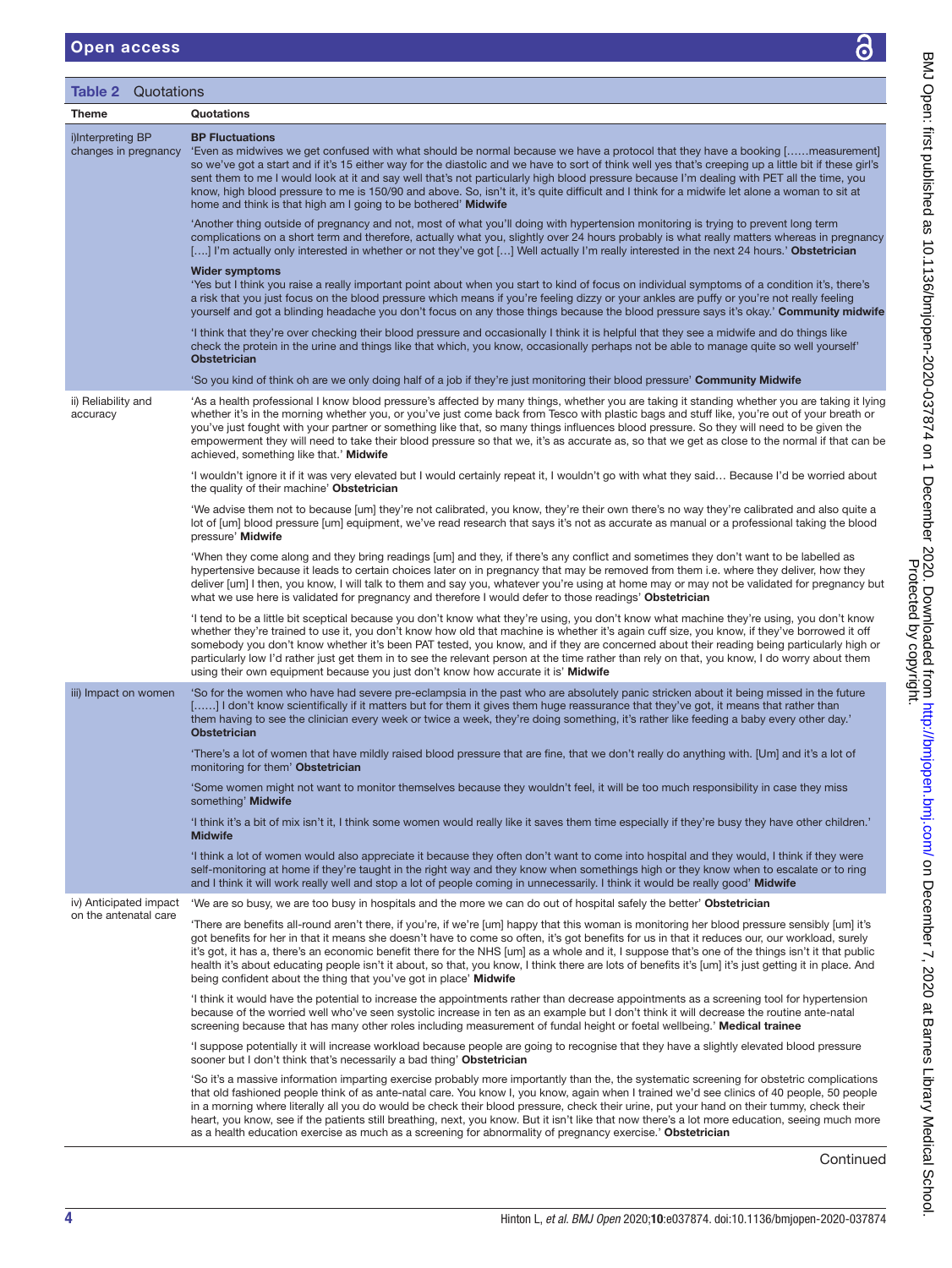**Table 2** Quotations

| Theme | Quotations |
|---|---|
| i)Interpreting BP changes in pregnancy | **BP Fluctuations**<br>'Even as midwives we get confused with what should be normal because we have a protocol that they have a booking [……measurement] so we've got a start and if it's 15 either way for the diastolic and we have to sort of think well yes that's creeping up a little bit if these girl's sent them to me I would look at it and say well that's not particularly high blood pressure because I'm dealing with PET all the time, you know, high blood pressure to me is 150/90 and above. So, isn't it, it's quite difficult and I think for a midwife let alone a woman to sit at home and think is that high am I going to be bothered' **Midwife** |
| | 'Another thing outside of pregnancy and not, most of what you'll doing with hypertension monitoring is trying to prevent long term complications on a short term and therefore, actually what you, slightly over 24 hours probably is what really matters whereas in pregnancy [….] I'm actually only interested in whether or not they've got […] Well actually I'm really interested in the next 24 hours.' **Obstetrician** |
| | **Wider symptoms**<br>'Yes but I think you raise a really important point about when you start to kind of focus on individual symptoms of a condition it's, there's a risk that you just focus on the blood pressure which means if you're feeling dizzy or your ankles are puffy or you're not really feeling yourself and got a blinding headache you don't focus on any those things because the blood pressure says it's okay.' **Community midwife** |
| | 'I think that they're over checking their blood pressure and occasionally I think it is helpful that they see a midwife and do things like check the protein in the urine and things like that which, you know, occasionally perhaps not be able to manage quite so well yourself' **Obstetrician** |
| | 'So you kind of think oh are we only doing half of a job if they're just monitoring their blood pressure' **Community Midwife** |
| ii) Reliability and accuracy | 'As a health professional I know blood pressure's affected by many things, whether you are taking it standing whether you are taking it lying whether it's in the morning whether you, or you've just come back from Tesco with plastic bags and stuff like, you're out of your breath or you've just fought with your partner or something like that, so many things influences blood pressure. So they will need to be given the empowerment they will need to take their blood pressure so that we, it's as accurate as, so that we get as close to the normal if that can be achieved, something like that.' **Midwife** |
| | 'I wouldn't ignore it if it was very elevated but I would certainly repeat it, I wouldn't go with what they said… Because I'd be worried about the quality of their machine' **Obstetrician** |
| | 'We advise them not to because [um] they're not calibrated, you know, they're their own there's no way they're calibrated and also quite a lot of [um] blood pressure [um] equipment, we've read research that says it's not as accurate as manual or a professional taking the blood pressure' **Midwife** |
| | 'When they come along and they bring readings [um] and they, if there's any conflict and sometimes they don't want to be labelled as hypertensive because it leads to certain choices later on in pregnancy that may be removed from them i.e. where they deliver, how they deliver [um] I then, you know, I will talk to them and say you, whatever you're using at home may or may not be validated for pregnancy but what we use here is validated for pregnancy and therefore I would defer to those readings' **Obstetrician** |
| | 'I tend to be a little bit sceptical because you don't know what they're using, you don't know what machine they're using, you don't know whether they're trained to use it, you don't know how old that machine is whether it's again cuff size, you know, if they've borrowed it off somebody you don't know whether it's been PAT tested, you know, and if they are concerned about their reading being particularly high or particularly low I'd rather just get them in to see the relevant person at the time rather than rely on that, you know, I do worry about them using their own equipment because you just don't know how accurate it is' **Midwife** |
| iii) Impact on women | 'So for the women who have had severe pre-eclampsia in the past who are absolutely panic stricken about it being missed in the future [……] I don't know scientifically if it matters but for them it gives them huge reassurance that they've got, it means that rather than them having to see the clinician every week or twice a week, they're doing something, it's rather like feeding a baby every other day.' **Obstetrician** |
| | 'There's a lot of women that have mildly raised blood pressure that are fine, that we don't really do anything with. [Um] and it's a lot of monitoring for them' **Obstetrician** |
| | 'Some women might not want to monitor themselves because they wouldn't feel, it will be too much responsibility in case they miss something' **Midwife** |
| | 'I think it's a bit of mix isn't it, I think some women would really like it saves them time especially if they're busy they have other children.' **Midwife** |
| | 'I think a lot of women would also appreciate it because they often don't want to come into hospital and they would, I think if they were self-monitoring at home if they're taught in the right way and they know when somethings high or they know when to escalate or to ring and I think it will work really well and stop a lot of people coming in unnecessarily. I think it would be really good' **Midwife** |
| iv) Anticipated impact on the antenatal care | 'We are so busy, we are too busy in hospitals and the more we can do out of hospital safely the better' **Obstetrician** |
| | 'There are benefits all-round aren't there, if you're, if we're [um] happy that this woman is monitoring her blood pressure sensibly [um] it's got benefits for her in that it means she doesn't have to come so often, it's got benefits for us in that it reduces our, our workload, surely it's got, it has a, there's an economic benefit there for the NHS [um] as a whole and it, I suppose that's one of the things isn't it that public health it's about educating people isn't it about, so that, you know, I think there are lots of benefits it's [um] it's just getting it in place. And being confident about the thing that you've got in place' **Midwife** |
| | 'I think it would have the potential to increase the appointments rather than decrease appointments as a screening tool for hypertension because of the worried well who've seen systolic increase in ten as an example but I don't think it will decrease the routine ante-natal screening because that has many other roles including measurement of fundal height or foetal wellbeing.' **Medical trainee** |
| | 'I suppose potentially it will increase workload because people are going to recognise that they have a slightly elevated blood pressure sooner but I don't think that's necessarily a bad thing' **Obstetrician** |
| | 'So it's a massive information imparting exercise probably more importantly than the, the systematic screening for obstetric complications that old fashioned people think of as ante-natal care. You know I, you know, again when I trained we'd see clinics of 40 people, 50 people in a morning where literally all you do would be check their blood pressure, check their urine, put your hand on their tummy, check their heart, you know, see if the patients still breathing, next, you know. But it isn't like that now there's a lot more education, seeing much more as a health education exercise as much as a screening for abnormality of pregnancy exercise.' **Obstetrician** |

Continued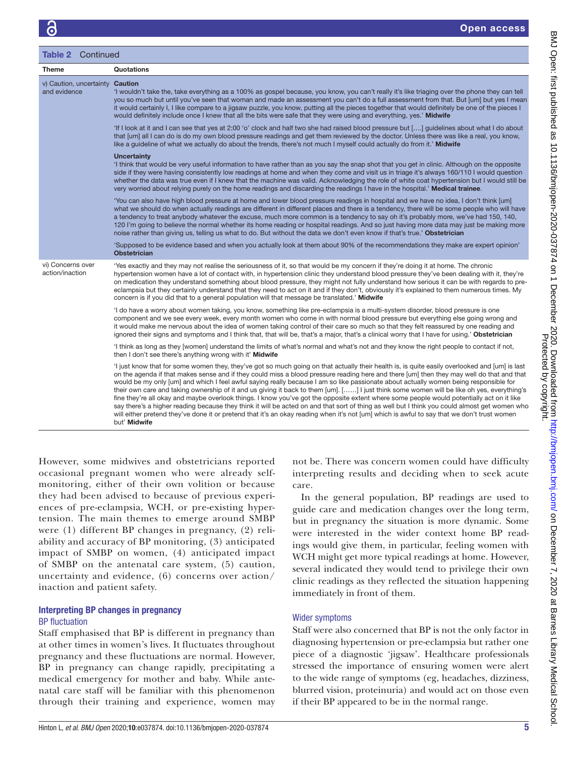**Table 2** Continued

| Theme | Quotations |
|---|---|
| v) Caution, uncertainty and evidence | **Caution**<br>'I wouldn't take the, take everything as a 100% as gospel because, you know, you can't really it's like triaging over the phone they can tell you so much but until you've seen that woman and made an assessment you can't do a full assessment from that. But [um] but yes I mean it would certainly I, I like compare to a jigsaw puzzle, you know, putting all the pieces together that would definitely be one of the pieces I would definitely include once I knew that all the bits were safe that they were using and everything, yes.' **Midwife** |
| | 'If I look at it and I can see that yes at 2:00 'o' clock and half two she had raised blood pressure but [….] guidelines about what I do about that [um] all I can do is do my own blood pressure readings and get them reviewed by the doctor. Unless there was like a real, you know, like a guideline of what we actually do about the trends, there's not much I myself could actually do from it.' **Midwife** |
| | **Uncertainty**<br>'I think that would be very useful information to have rather than as you say the snap shot that you get in clinic. Although on the opposite side if they were having consistently low readings at home and when they come and visit us in triage it's always 160/110 I would question whether the data was true even if I knew that the machine was valid. Acknowledging the role of white coat hypertension but I would still be very worried about relying purely on the home readings and discarding the readings I have in the hospital.' **Medical trainee**. |
| | 'You can also have high blood pressure at home and lower blood pressure readings in hospital and we have no idea, I don't think [um] what we should do when actually readings are different in different places and there is a tendency, there will be some people who will have a tendency to treat anybody whatever the excuse, much more common is a tendency to say oh it's probably more, we've had 150, 140, 120 I'm going to believe the normal whether its home reading or hospital readings. And so just having more data may just be making more noise rather than giving us, telling us what to do. But without the data we don't even know if that's true.' **Obstetrician** |
| | 'Supposed to be evidence based and when you actually look at them about 90% of the recommendations they make are expert opinion' **Obstetrician** |
| vi) Concerns over action/inaction | 'Yes exactly and they may not realise the seriousness of it, so that would be my concern if they're doing it at home. The chronic hypertension women have a lot of contact with, in hypertension clinic they understand blood pressure they've been dealing with it, they're on medication they understand something about blood pressure, they might not fully understand how serious it can be with regards to pre-eclampsia but they certainly understand that they need to act on it and if they don't, obviously it's explained to them numerous times. My concern is if you did that to a general population will that message be translated.' **Midwife** |
| | 'I do have a worry about women taking, you know, something like pre-eclampsia is a multi-system disorder, blood pressure is one component and we see every week, every month women who come in with normal blood pressure but everything else going wrong and it would make me nervous about the idea of women taking control of their care so much so that they felt reassured by one reading and ignored their signs and symptoms and I think that, that will be, that's a major, that's a clinical worry that I have for using.' **Obstetrician** |
| | 'I think as long as they [women] understand the limits of what's normal and what's not and they know the right people to contact if not, then I don't see there's anything wrong with it' **Midwife** |
| | 'I just know that for some women they, they've got so much going on that actually their health is, is quite easily overlooked and [um] is last on the agenda if that makes sense and if they could miss a blood pressure reading here and there [um] then they may well do that and that would be my only [um] and which I feel awful saying really because I am so like passionate about actually women being responsible for their own care and taking ownership of it and us giving it back to them [um]. [……] I just think some women will be like oh yes, everything's fine they're all okay and maybe overlook things. I know you've got the opposite extent where some people would potentially act on it like say there's a higher reading because they think it will be acted on and that sort of thing as well but I think you could almost get women who will either pretend they've done it or pretend that it's an okay reading when it's not [um] which is awful to say that we don't trust women but' **Midwife** |

However, some midwives and obstetricians reported occasional pregnant women who were already self-monitoring, either of their own volition or because they had been advised to because of previous experiences of pre-eclampsia, WCH, or pre-existing hypertension. The main themes to emerge around SMBP were (1) different BP changes in pregnancy, (2) reliability and accuracy of BP monitoring, (3) anticipated impact of SMBP on women, (4) anticipated impact of SMBP on the antenatal care system, (5) caution, uncertainty and evidence, (6) concerns over action/inaction and patient safety.

## Interpreting BP changes in pregnancy

### BP fluctuation

Staff emphasised that BP is different in pregnancy than at other times in women's lives. It fluctuates throughout pregnancy and these fluctuations are normal. However, BP in pregnancy can change rapidly, precipitating a medical emergency for mother and baby. While antenatal care staff will be familiar with this phenomenon through their training and experience, women may not be. There was concern women could have difficulty interpreting results and deciding when to seek acute care.

In the general population, BP readings are used to guide care and medication changes over the long term, but in pregnancy the situation is more dynamic. Some were interested in the wider context home BP readings would give them, in particular, feeling women with WCH might get more typical readings at home. However, several indicated they would tend to privilege their own clinic readings as they reflected the situation happening immediately in front of them.

### Wider symptoms

Staff were also concerned that BP is not the only factor in diagnosing hypertension or pre-eclampsia but rather one piece of a diagnostic 'jigsaw'. Healthcare professionals stressed the importance of ensuring women were alert to the wide range of symptoms (eg, headaches, dizziness, blurred vision, proteinuria) and would act on those even if their BP appeared to be in the normal range.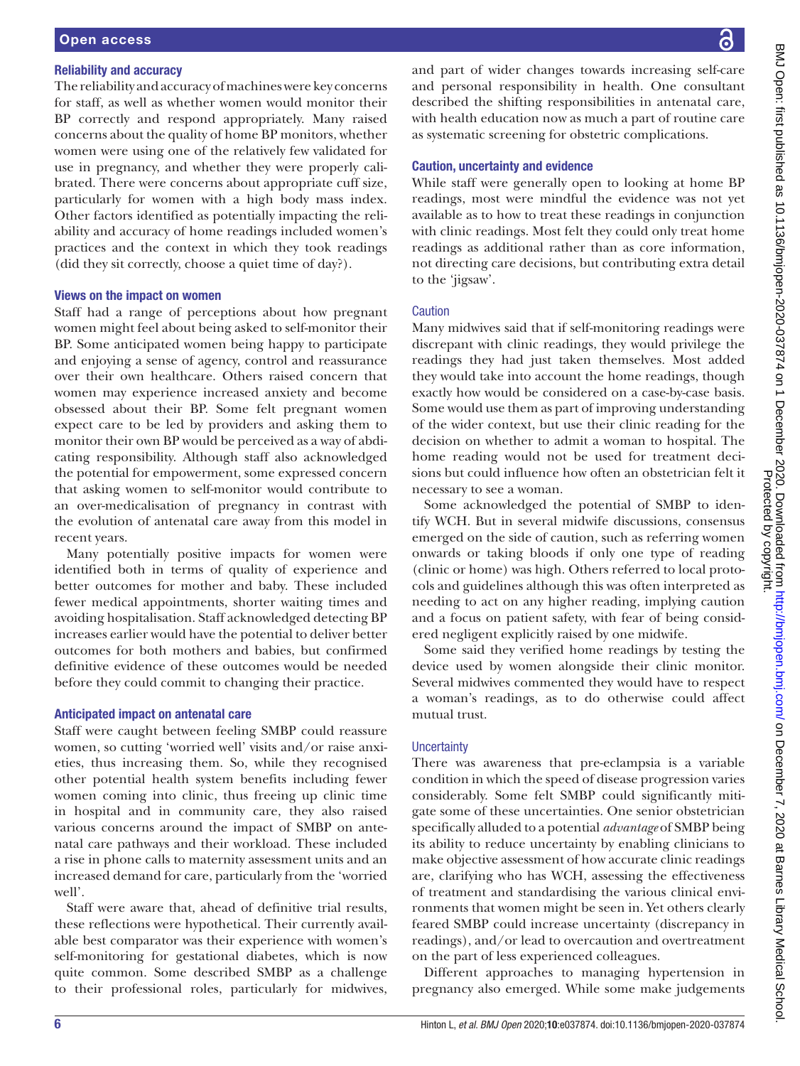### Reliability and accuracy

The reliability and accuracy of machines were key concerns for staff, as well as whether women would monitor their BP correctly and respond appropriately. Many raised concerns about the quality of home BP monitors, whether women were using one of the relatively few validated for use in pregnancy, and whether they were properly calibrated. There were concerns about appropriate cuff size, particularly for women with a high body mass index. Other factors identified as potentially impacting the reliability and accuracy of home readings included women's practices and the context in which they took readings (did they sit correctly, choose a quiet time of day?).

### Views on the impact on women

Staff had a range of perceptions about how pregnant women might feel about being asked to self-monitor their BP. Some anticipated women being happy to participate and enjoying a sense of agency, control and reassurance over their own healthcare. Others raised concern that women may experience increased anxiety and become obsessed about their BP. Some felt pregnant women expect care to be led by providers and asking them to monitor their own BP would be perceived as a way of abdicating responsibility. Although staff also acknowledged the potential for empowerment, some expressed concern that asking women to self-monitor would contribute to an over-medicalisation of pregnancy in contrast with the evolution of antenatal care away from this model in recent years.

Many potentially positive impacts for women were identified both in terms of quality of experience and better outcomes for mother and baby. These included fewer medical appointments, shorter waiting times and avoiding hospitalisation. Staff acknowledged detecting BP increases earlier would have the potential to deliver better outcomes for both mothers and babies, but confirmed definitive evidence of these outcomes would be needed before they could commit to changing their practice.

### Anticipated impact on antenatal care

Staff were caught between feeling SMBP could reassure women, so cutting 'worried well' visits and/or raise anxieties, thus increasing them. So, while they recognised other potential health system benefits including fewer women coming into clinic, thus freeing up clinic time in hospital and in community care, they also raised various concerns around the impact of SMBP on antenatal care pathways and their workload. These included a rise in phone calls to maternity assessment units and an increased demand for care, particularly from the 'worried well'.

Staff were aware that, ahead of definitive trial results, these reflections were hypothetical. Their currently available best comparator was their experience with women's self-monitoring for gestational diabetes, which is now quite common. Some described SMBP as a challenge to their professional roles, particularly for midwives, and part of wider changes towards increasing self-care and personal responsibility in health. One consultant described the shifting responsibilities in antenatal care, with health education now as much a part of routine care as systematic screening for obstetric complications.

### Caution, uncertainty and evidence

While staff were generally open to looking at home BP readings, most were mindful the evidence was not yet available as to how to treat these readings in conjunction with clinic readings. Most felt they could only treat home readings as additional rather than as core information, not directing care decisions, but contributing extra detail to the 'jigsaw'.

#### Caution

Many midwives said that if self-monitoring readings were discrepant with clinic readings, they would privilege the readings they had just taken themselves. Most added they would take into account the home readings, though exactly how would be considered on a case-by-case basis. Some would use them as part of improving understanding of the wider context, but use their clinic reading for the decision on whether to admit a woman to hospital. The home reading would not be used for treatment decisions but could influence how often an obstetrician felt it necessary to see a woman.

Some acknowledged the potential of SMBP to identify WCH. But in several midwife discussions, consensus emerged on the side of caution, such as referring women onwards or taking bloods if only one type of reading (clinic or home) was high. Others referred to local protocols and guidelines although this was often interpreted as needing to act on any higher reading, implying caution and a focus on patient safety, with fear of being considered negligent explicitly raised by one midwife.

Some said they verified home readings by testing the device used by women alongside their clinic monitor. Several midwives commented they would have to respect a woman's readings, as to do otherwise could affect mutual trust.

#### Uncertainty

There was awareness that pre-eclampsia is a variable condition in which the speed of disease progression varies considerably. Some felt SMBP could significantly mitigate some of these uncertainties. One senior obstetrician specifically alluded to a potential *advantage* of SMBP being its ability to reduce uncertainty by enabling clinicians to make objective assessment of how accurate clinic readings are, clarifying who has WCH, assessing the effectiveness of treatment and standardising the various clinical environments that women might be seen in. Yet others clearly feared SMBP could increase uncertainty (discrepancy in readings), and/or lead to overcaution and overtreatment on the part of less experienced colleagues.

Different approaches to managing hypertension in pregnancy also emerged. While some make judgements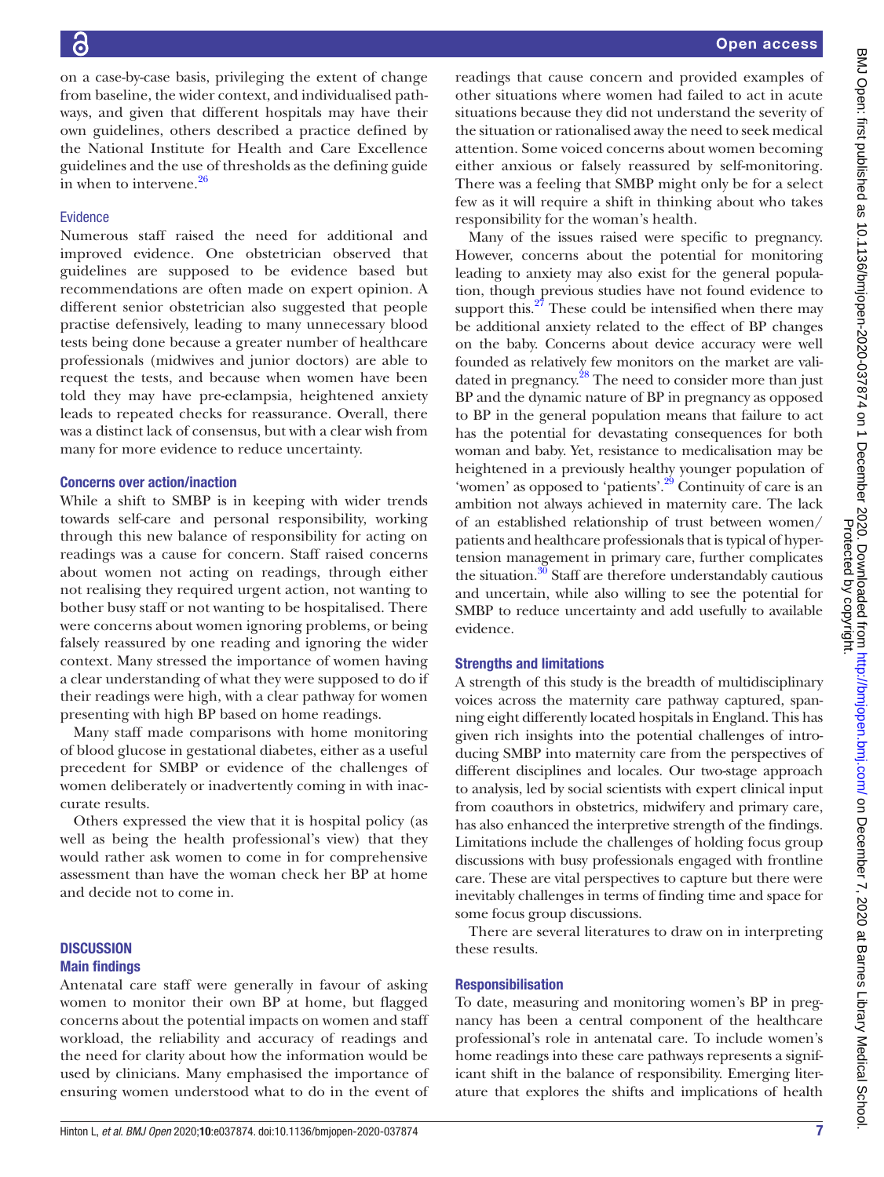on a case-by-case basis, privileging the extent of change from baseline, the wider context, and individualised pathways, and given that different hospitals may have their own guidelines, others described a practice defined by the National Institute for Health and Care Excellence guidelines and the use of thresholds as the defining guide in when to intervene.[26]

### Evidence

Numerous staff raised the need for additional and improved evidence. One obstetrician observed that guidelines are supposed to be evidence based but recommendations are often made on expert opinion. A different senior obstetrician also suggested that people practise defensively, leading to many unnecessary blood tests being done because a greater number of healthcare professionals (midwives and junior doctors) are able to request the tests, and because when women have been told they may have pre-eclampsia, heightened anxiety leads to repeated checks for reassurance. Overall, there was a distinct lack of consensus, but with a clear wish from many for more evidence to reduce uncertainty.

### Concerns over action/inaction

While a shift to SMBP is in keeping with wider trends towards self-care and personal responsibility, working through this new balance of responsibility for acting on readings was a cause for concern. Staff raised concerns about women not acting on readings, through either not realising they required urgent action, not wanting to bother busy staff or not wanting to be hospitalised. There were concerns about women ignoring problems, or being falsely reassured by one reading and ignoring the wider context. Many stressed the importance of women having a clear understanding of what they were supposed to do if their readings were high, with a clear pathway for women presenting with high BP based on home readings.

Many staff made comparisons with home monitoring of blood glucose in gestational diabetes, either as a useful precedent for SMBP or evidence of the challenges of women deliberately or inadvertently coming in with inaccurate results.

Others expressed the view that it is hospital policy (as well as being the health professional's view) that they would rather ask women to come in for comprehensive assessment than have the woman check her BP at home and decide not to come in.

## DISCUSSION

### Main findings

Antenatal care staff were generally in favour of asking women to monitor their own BP at home, but flagged concerns about the potential impacts on women and staff workload, the reliability and accuracy of readings and the need for clarity about how the information would be used by clinicians. Many emphasised the importance of ensuring women understood what to do in the event of readings that cause concern and provided examples of other situations where women had failed to act in acute situations because they did not understand the severity of the situation or rationalised away the need to seek medical attention. Some voiced concerns about women becoming either anxious or falsely reassured by self-monitoring. There was a feeling that SMBP might only be for a select few as it will require a shift in thinking about who takes responsibility for the woman's health.

Many of the issues raised were specific to pregnancy. However, concerns about the potential for monitoring leading to anxiety may also exist for the general population, though previous studies have not found evidence to support this.[27] These could be intensified when there may be additional anxiety related to the effect of BP changes on the baby. Concerns about device accuracy were well founded as relatively few monitors on the market are validated in pregnancy.[28] The need to consider more than just BP and the dynamic nature of BP in pregnancy as opposed to BP in the general population means that failure to act has the potential for devastating consequences for both woman and baby. Yet, resistance to medicalisation may be heightened in a previously healthy younger population of 'women' as opposed to 'patients'.[29] Continuity of care is an ambition not always achieved in maternity care. The lack of an established relationship of trust between women/patients and healthcare professionals that is typical of hypertension management in primary care, further complicates the situation.[30] Staff are therefore understandably cautious and uncertain, while also willing to see the potential for SMBP to reduce uncertainty and add usefully to available evidence.

### Strengths and limitations

A strength of this study is the breadth of multidisciplinary voices across the maternity care pathway captured, spanning eight differently located hospitals in England. This has given rich insights into the potential challenges of introducing SMBP into maternity care from the perspectives of different disciplines and locales. Our two-stage approach to analysis, led by social scientists with expert clinical input from coauthors in obstetrics, midwifery and primary care, has also enhanced the interpretive strength of the findings. Limitations include the challenges of holding focus group discussions with busy professionals engaged with frontline care. These are vital perspectives to capture but there were inevitably challenges in terms of finding time and space for some focus group discussions.

There are several literatures to draw on in interpreting these results.

### Responsibilisation

To date, measuring and monitoring women's BP in pregnancy has been a central component of the healthcare professional's role in antenatal care. To include women's home readings into these care pathways represents a significant shift in the balance of responsibility. Emerging literature that explores the shifts and implications of health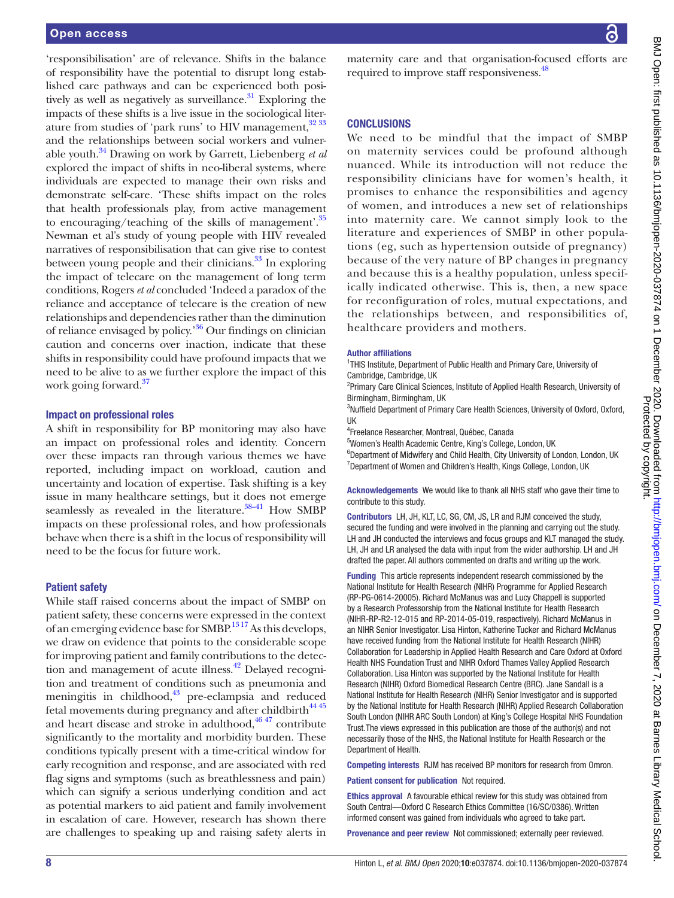'responsibilisation' are of relevance. Shifts in the balance of responsibility have the potential to disrupt long established care pathways and can be experienced both positively as well as negatively as surveillance.[31] Exploring the impacts of these shifts is a live issue in the sociological literature from studies of 'park runs' to HIV management,[32 33] and the relationships between social workers and vulnerable youth.[34] Drawing on work by Garrett, Liebenberg *et al* explored the impact of shifts in neo-liberal systems, where individuals are expected to manage their own risks and demonstrate self-care. 'These shifts impact on the roles that health professionals play, from active management to encouraging/teaching of the skills of management'.[35] Newman et al's study of young people with HIV revealed narratives of responsibilisation that can give rise to contest between young people and their clinicians.[33] In exploring the impact of telecare on the management of long term conditions, Rogers *et al* concluded 'Indeed a paradox of the reliance and acceptance of telecare is the creation of new relationships and dependencies rather than the diminution of reliance envisaged by policy.'[36] Our findings on clinician caution and concerns over inaction, indicate that these shifts in responsibility could have profound impacts that we need to be alive to as we further explore the impact of this work going forward.[37]

### Impact on professional roles

A shift in responsibility for BP monitoring may also have an impact on professional roles and identity. Concern over these impacts ran through various themes we have reported, including impact on workload, caution and uncertainty and location of expertise. Task shifting is a key issue in many healthcare settings, but it does not emerge seamlessly as revealed in the literature.[38–41] How SMBP impacts on these professional roles, and how professionals behave when there is a shift in the locus of responsibility will need to be the focus for future work.

### Patient safety

While staff raised concerns about the impact of SMBP on patient safety, these concerns were expressed in the context of an emerging evidence base for SMBP.[13 17] As this develops, we draw on evidence that points to the considerable scope for improving patient and family contributions to the detection and management of acute illness.[42] Delayed recognition and treatment of conditions such as pneumonia and meningitis in childhood,[43] pre-eclampsia and reduced fetal movements during pregnancy and after childbirth[44 45] and heart disease and stroke in adulthood,[46 47] contribute significantly to the mortality and morbidity burden. These conditions typically present with a time-critical window for early recognition and response, and are associated with red flag signs and symptoms (such as breathlessness and pain) which can signify a serious underlying condition and act as potential markers to aid patient and family involvement in escalation of care. However, research has shown there are challenges to speaking up and raising safety alerts in maternity care and that organisation-focused efforts are required to improve staff responsiveness.[48]

## CONCLUSIONS

We need to be mindful that the impact of SMBP on maternity services could be profound although nuanced. While its introduction will not reduce the responsibility clinicians have for women's health, it promises to enhance the responsibilities and agency of women, and introduces a new set of relationships into maternity care. We cannot simply look to the literature and experiences of SMBP in other populations (eg, such as hypertension outside of pregnancy) because of the very nature of BP changes in pregnancy and because this is a healthy population, unless specifically indicated otherwise. This is, then, a new space for reconfiguration of roles, mutual expectations, and the relationships between, and responsibilities of, healthcare providers and mothers.

**Author affiliations**

[1]THIS Institute, Department of Public Health and Primary Care, University of Cambridge, Cambridge, UK
[2]Primary Care Clinical Sciences, Institute of Applied Health Research, University of Birmingham, Birmingham, UK
[3]Nuffield Department of Primary Care Health Sciences, University of Oxford, Oxford, UK
[4]Freelance Researcher, Montreal, Québec, Canada
[5]Women's Health Academic Centre, King's College, London, UK
[6]Department of Midwifery and Child Health, City University of London, London, UK
[7]Department of Women and Children's Health, Kings College, London, UK

**Acknowledgements** We would like to thank all NHS staff who gave their time to contribute to this study.

**Contributors** LH, JH, KLT, LC, SG, CM, JS, LR and RJM conceived the study, secured the funding and were involved in the planning and carrying out the study. LH and JH conducted the interviews and focus groups and KLT managed the study. LH, JH and LR analysed the data with input from the wider authorship. LH and JH drafted the paper. All authors commented on drafts and writing up the work.

**Funding** This article represents independent research commissioned by the National Institute for Health Research (NIHR) Programme for Applied Research (RP-PG-0614-20005). Richard McManus was and Lucy Chappell is supported by a Research Professorship from the National Institute for Health Research (NIHR-RP-R2-12-015 and RP-2014-05-019, respectively). Richard McManus in an NIHR Senior Investigator. Lisa Hinton, Katherine Tucker and Richard McManus have received funding from the National Institute for Health Research (NIHR) Collaboration for Leadership in Applied Health Research and Care Oxford at Oxford Health NHS Foundation Trust and NIHR Oxford Thames Valley Applied Research Collaboration. Lisa Hinton was supported by the National Institute for Health Research (NIHR) Oxford Biomedical Research Centre (BRC). Jane Sandall is a National Institute for Health Research (NIHR) Senior Investigator and is supported by the National Institute for Health Research (NIHR) Applied Research Collaboration South London (NIHR ARC South London) at King's College Hospital NHS Foundation Trust.The views expressed in this publication are those of the author(s) and not necessarily those of the NHS, the National Institute for Health Research or the Department of Health.

**Competing interests** RJM has received BP monitors for research from Omron.

**Patient consent for publication** Not required.

**Ethics approval** A favourable ethical review for this study was obtained from South Central—Oxford C Research Ethics Committee (16/SC/0386). Written informed consent was gained from individuals who agreed to take part.

**Provenance and peer review** Not commissioned; externally peer reviewed.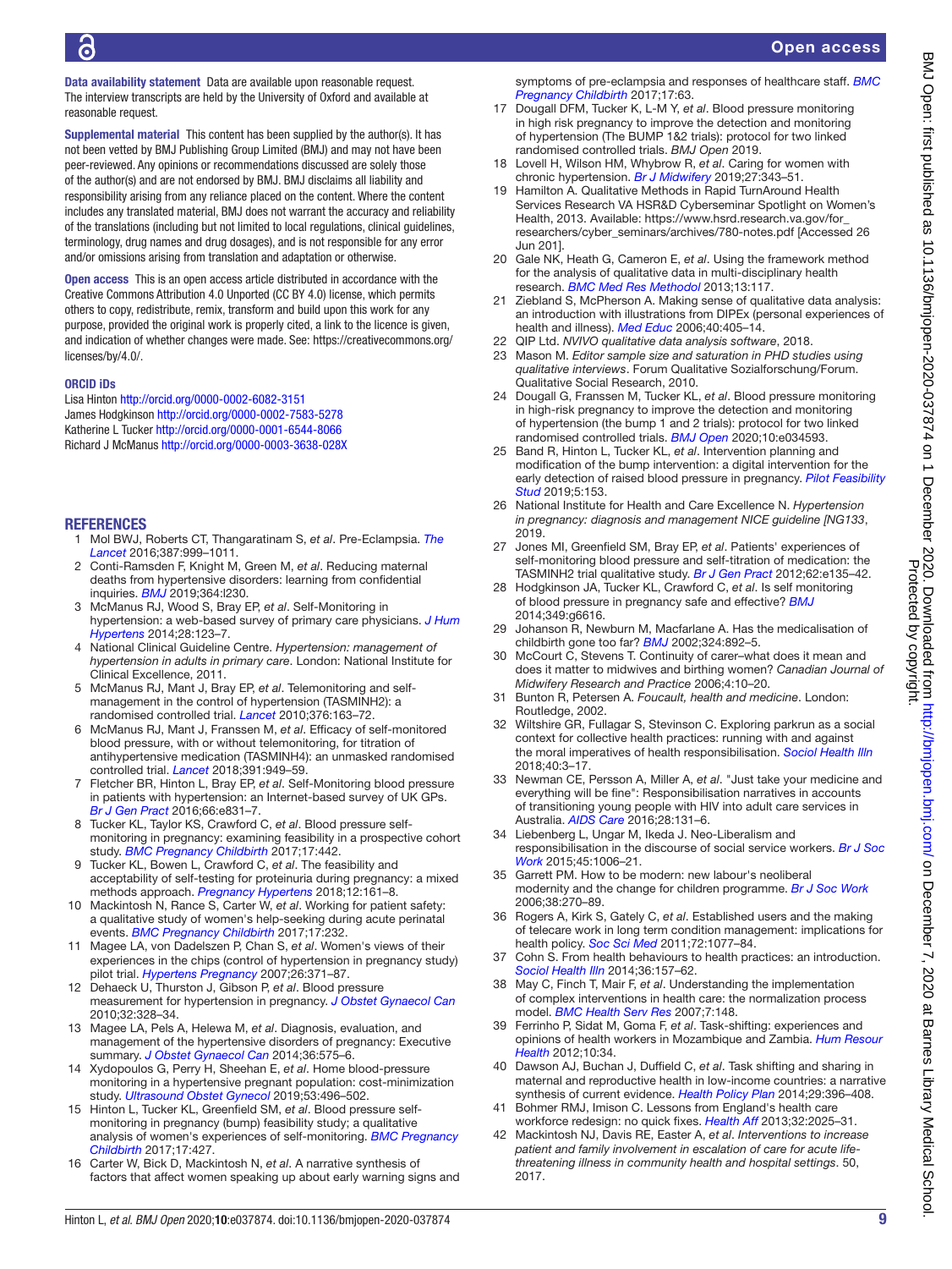**Data availability statement** Data are available upon reasonable request. The interview transcripts are held by the University of Oxford and available at reasonable request.

**Supplemental material** This content has been supplied by the author(s). It has not been vetted by BMJ Publishing Group Limited (BMJ) and may not have been peer-reviewed. Any opinions or recommendations discussed are solely those of the author(s) and are not endorsed by BMJ. BMJ disclaims all liability and responsibility arising from any reliance placed on the content. Where the content includes any translated material, BMJ does not warrant the accuracy and reliability of the translations (including but not limited to local regulations, clinical guidelines, terminology, drug names and drug dosages), and is not responsible for any error and/or omissions arising from translation and adaptation or otherwise.

**Open access** This is an open access article distributed in accordance with the Creative Commons Attribution 4.0 Unported (CC BY 4.0) license, which permits others to copy, redistribute, remix, transform and build upon this work for any purpose, provided the original work is properly cited, a link to the licence is given, and indication of whether changes were made. See: https://creativecommons.org/licenses/by/4.0/.

**ORCID iDs**

Lisa Hinton http://orcid.org/0000-0002-6082-3151
James Hodgkinson http://orcid.org/0000-0002-7583-5278
Katherine L Tucker http://orcid.org/0000-0001-6544-8066
Richard J McManus http://orcid.org/0000-0003-3638-028X

## REFERENCES

1. Mol BWJ, Roberts CT, Thangaratinam S, *et al*. Pre-Eclampsia. *The Lancet* 2016;387:999–1011.
2. Conti-Ramsden F, Knight M, Green M, *et al*. Reducing maternal deaths from hypertensive disorders: learning from confidential inquiries. *BMJ* 2019;364:l230.
3. McManus RJ, Wood S, Bray EP, *et al*. Self-Monitoring in hypertension: a web-based survey of primary care physicians. *J Hum Hypertens* 2014;28:123–7.
4. National Clinical Guideline Centre. *Hypertension: management of hypertension in adults in primary care*. London: National Institute for Clinical Excellence, 2011.
5. McManus RJ, Mant J, Bray EP, *et al*. Telemonitoring and self-management in the control of hypertension (TASMINH2): a randomised controlled trial. *Lancet* 2010;376:163–72.
6. McManus RJ, Mant J, Franssen M, *et al*. Efficacy of self-monitored blood pressure, with or without telemonitoring, for titration of antihypertensive medication (TASMINH4): an unmasked randomised controlled trial. *Lancet* 2018;391:949–59.
7. Fletcher BR, Hinton L, Bray EP, *et al*. Self-Monitoring blood pressure in patients with hypertension: an Internet-based survey of UK GPs. *Br J Gen Pract* 2016;66:e831–7.
8. Tucker KL, Taylor KS, Crawford C, *et al*. Blood pressure self-monitoring in pregnancy: examining feasibility in a prospective cohort study. *BMC Pregnancy Childbirth* 2017;17:442.
9. Tucker KL, Bowen L, Crawford C, *et al*. The feasibility and acceptability of self-testing for proteinuria during pregnancy: a mixed methods approach. *Pregnancy Hypertens* 2018;12:161–8.
10. Mackintosh N, Rance S, Carter W, *et al*. Working for patient safety: a qualitative study of women's help-seeking during acute perinatal events. *BMC Pregnancy Childbirth* 2017;17:232.
11. Magee LA, von Dadelszen P, Chan S, *et al*. Women's views of their experiences in the chips (control of hypertension in pregnancy study) pilot trial. *Hypertens Pregnancy* 2007;26:371–87.
12. Dehaeck U, Thurston J, Gibson P, *et al*. Blood pressure measurement for hypertension in pregnancy. *J Obstet Gynaecol Can* 2010;32:328–34.
13. Magee LA, Pels A, Helewa M, *et al*. Diagnosis, evaluation, and management of the hypertensive disorders of pregnancy: Executive summary. *J Obstet Gynaecol Can* 2014;36:575–6.
14. Xydopoulos G, Perry H, Sheehan E, *et al*. Home blood-pressure monitoring in a hypertensive pregnant population: cost-minimization study. *Ultrasound Obstet Gynecol* 2019;53:496–502.
15. Hinton L, Tucker KL, Greenfield SM, *et al*. Blood pressure self-monitoring in pregnancy (bump) feasibility study; a qualitative analysis of women's experiences of self-monitoring. *BMC Pregnancy Childbirth* 2017;17:427.
16. Carter W, Bick D, Mackintosh N, *et al*. A narrative synthesis of factors that affect women speaking up about early warning signs and symptoms of pre-eclampsia and responses of healthcare staff. *BMC Pregnancy Childbirth* 2017;17:63.
17. Dougall DFM, Tucker K, L-M Y, *et al*. Blood pressure monitoring in high risk pregnancy to improve the detection and monitoring of hypertension (The BUMP 1&2 trials): protocol for two linked randomised controlled trials. *BMJ Open* 2019.
18. Lovell H, Wilson HM, Whybrow R, *et al*. Caring for women with chronic hypertension. *Br J Midwifery* 2019;27:343–51.
19. Hamilton A. Qualitative Methods in Rapid TurnAround Health Services Research VA HSR&D Cyberseminar Spotlight on Women's Health, 2013. Available: https://www.hsrd.research.va.gov/for_researchers/cyber_seminars/archives/780-notes.pdf [Accessed 26 Jun 201].
20. Gale NK, Heath G, Cameron E, *et al*. Using the framework method for the analysis of qualitative data in multi-disciplinary health research. *BMC Med Res Methodol* 2013;13:117.
21. Ziebland S, McPherson A. Making sense of qualitative data analysis: an introduction with illustrations from DIPEx (personal experiences of health and illness). *Med Educ* 2006;40:405–14.
22. QIP Ltd. *NVIVO qualitative data analysis software*, 2018.
23. Mason M. *Editor sample size and saturation in PHD studies using qualitative interviews*. Forum Qualitative Sozialforschung/Forum. Qualitative Social Research, 2010.
24. Dougall G, Franssen M, Tucker KL, *et al*. Blood pressure monitoring in high-risk pregnancy to improve the detection and monitoring of hypertension (the bump 1 and 2 trials): protocol for two linked randomised controlled trials. *BMJ Open* 2020;10:e034593.
25. Band R, Hinton L, Tucker KL, *et al*. Intervention planning and modification of the bump intervention: a digital intervention for the early detection of raised blood pressure in pregnancy. *Pilot Feasibility Stud* 2019;5:153.
26. National Institute for Health and Care Excellence N. *Hypertension in pregnancy: diagnosis and management NICE guideline [NG133*, 2019.
27. Jones MI, Greenfield SM, Bray EP, *et al*. Patients' experiences of self-monitoring blood pressure and self-titration of medication: the TASMINH2 trial qualitative study. *Br J Gen Pract* 2012;62:e135–42.
28. Hodgkinson JA, Tucker KL, Crawford C, *et al*. Is self monitoring of blood pressure in pregnancy safe and effective? *BMJ* 2014;349:g6616.
29. Johanson R, Newburn M, Macfarlane A. Has the medicalisation of childbirth gone too far? *BMJ* 2002;324:892–5.
30. McCourt C, Stevens T. Continuity of carer–what does it mean and does it matter to midwives and birthing women? *Canadian Journal of Midwifery Research and Practice* 2006;4:10–20.
31. Bunton R, Petersen A. *Foucault, health and medicine*. London: Routledge, 2002.
32. Wiltshire GR, Fullagar S, Stevinson C. Exploring parkrun as a social context for collective health practices: running with and against the moral imperatives of health responsibilisation. *Sociol Health Illn* 2018;40:3–17.
33. Newman CE, Persson A, Miller A, *et al*. "Just take your medicine and everything will be fine": Responsibilisation narratives in accounts of transitioning young people with HIV into adult care services in Australia. *AIDS Care* 2016;28:131–6.
34. Liebenberg L, Ungar M, Ikeda J. Neo-Liberalism and responsibilisation in the discourse of social service workers. *Br J Soc Work* 2015;45:1006–21.
35. Garrett PM. How to be modern: new labour's neoliberal modernity and the change for children programme. *Br J Soc Work* 2006;38:270–89.
36. Rogers A, Kirk S, Gately C, *et al*. Established users and the making of telecare work in long term condition management: implications for health policy. *Soc Sci Med* 2011;72:1077–84.
37. Cohn S. From health behaviours to health practices: an introduction. *Sociol Health Illn* 2014;36:157–62.
38. May C, Finch T, Mair F, *et al*. Understanding the implementation of complex interventions in health care: the normalization process model. *BMC Health Serv Res* 2007;7:148.
39. Ferrinho P, Sidat M, Goma F, *et al*. Task-shifting: experiences and opinions of health workers in Mozambique and Zambia. *Hum Resour Health* 2012;10:34.
40. Dawson AJ, Buchan J, Duffield C, *et al*. Task shifting and sharing in maternal and reproductive health in low-income countries: a narrative synthesis of current evidence. *Health Policy Plan* 2014;29:396–408.
41. Bohmer RMJ, Imison C. Lessons from England's health care workforce redesign: no quick fixes. *Health Aff* 2013;32:2025–31.
42. Mackintosh NJ, Davis RE, Easter A, *et al*. *Interventions to increase patient and family involvement in escalation of care for acute life-threatening illness in community health and hospital settings*. 50, 2017.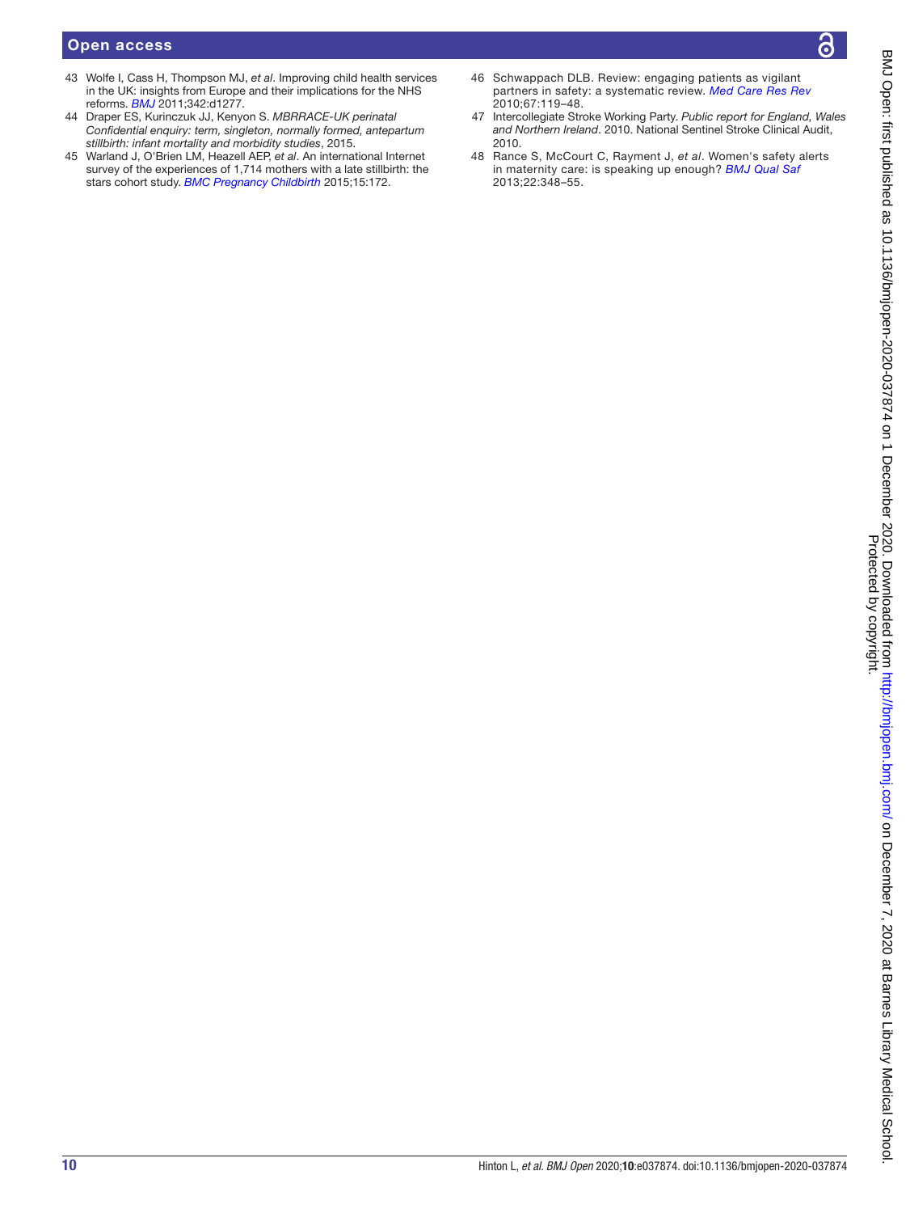43 Wolfe I, Cass H, Thompson MJ, *et al*. Improving child health services in the UK: insights from Europe and their implications for the NHS reforms. *BMJ* 2011;342:d1277.

44 Draper ES, Kurinczuk JJ, Kenyon S. *MBRRACE-UK perinatal Confidential enquiry: term, singleton, normally formed, antepartum stillbirth: infant mortality and morbidity studies*, 2015.

45 Warland J, O'Brien LM, Heazell AEP, *et al*. An international Internet survey of the experiences of 1,714 mothers with a late stillbirth: the stars cohort study. *BMC Pregnancy Childbirth* 2015;15:172.

46 Schwappach DLB. Review: engaging patients as vigilant partners in safety: a systematic review. *Med Care Res Rev* 2010;67:119–48.

47 Intercollegiate Stroke Working Party. *Public report for England, Wales and Northern Ireland*. 2010. National Sentinel Stroke Clinical Audit, 2010.

48 Rance S, McCourt C, Rayment J, *et al*. Women's safety alerts in maternity care: is speaking up enough? *BMJ Qual Saf* 2013;22:348–55.